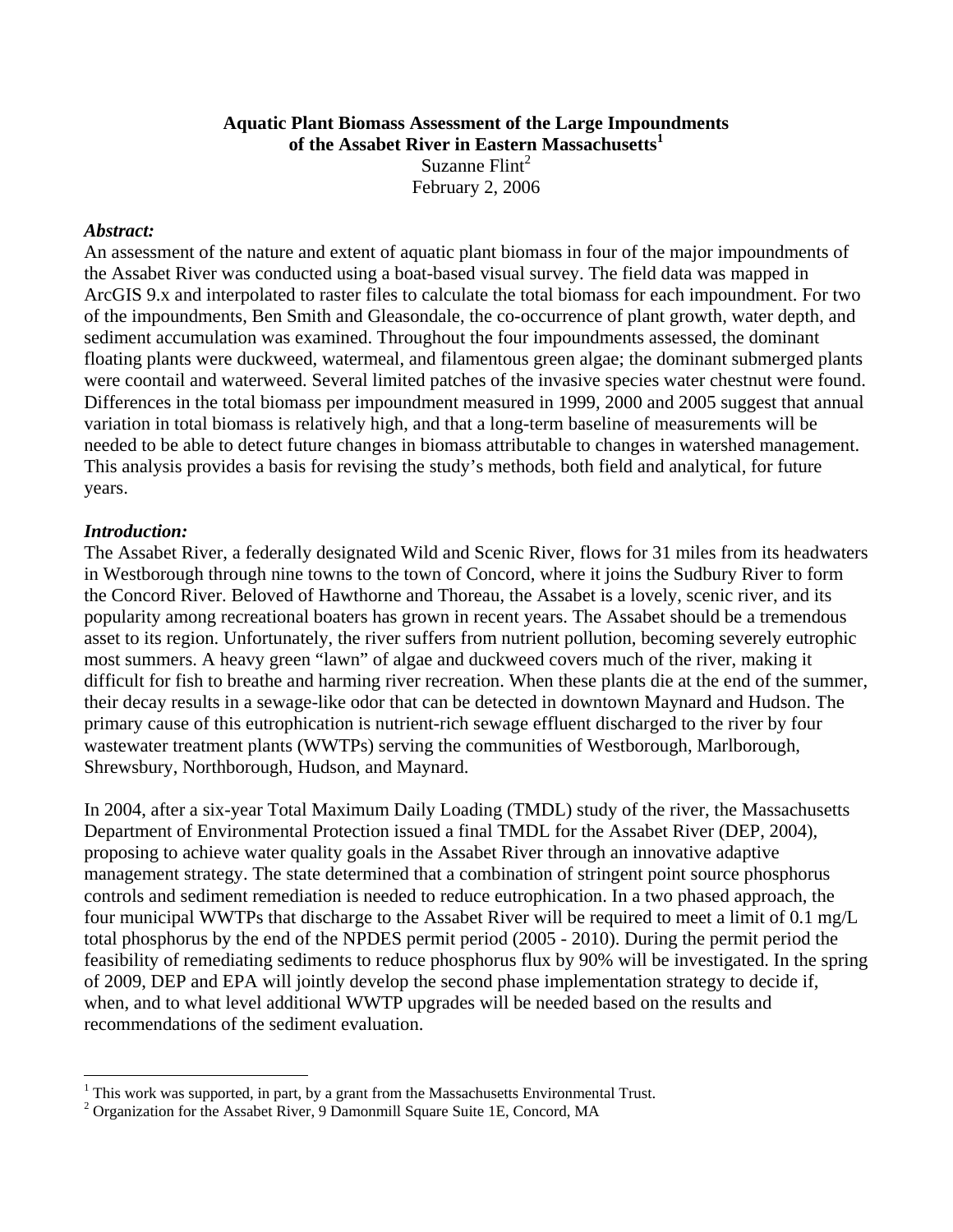**Aquatic Plant Biomass Assessment of the Large Impoundments of the Assabet River in Eastern Massachusetts**[1]

Suzanne Flint[2]

February 2, 2006

### *Abstract:*

An assessment of the nature and extent of aquatic plant biomass in four of the major impoundments of the Assabet River was conducted using a boat-based visual survey. The field data was mapped in ArcGIS 9.x and interpolated to raster files to calculate the total biomass for each impoundment. For two of the impoundments, Ben Smith and Gleasondale, the co-occurrence of plant growth, water depth, and sediment accumulation was examined. Throughout the four impoundments assessed, the dominant floating plants were duckweed, watermeal, and filamentous green algae; the dominant submerged plants were coontail and waterweed. Several limited patches of the invasive species water chestnut were found. Differences in the total biomass per impoundment measured in 1999, 2000 and 2005 suggest that annual variation in total biomass is relatively high, and that a long-term baseline of measurements will be needed to be able to detect future changes in biomass attributable to changes in watershed management. This analysis provides a basis for revising the study's methods, both field and analytical, for future years.

### *Introduction:*

The Assabet River, a federally designated Wild and Scenic River, flows for 31 miles from its headwaters in Westborough through nine towns to the town of Concord, where it joins the Sudbury River to form the Concord River. Beloved of Hawthorne and Thoreau, the Assabet is a lovely, scenic river, and its popularity among recreational boaters has grown in recent years. The Assabet should be a tremendous asset to its region. Unfortunately, the river suffers from nutrient pollution, becoming severely eutrophic most summers. A heavy green "lawn" of algae and duckweed covers much of the river, making it difficult for fish to breathe and harming river recreation. When these plants die at the end of the summer, their decay results in a sewage-like odor that can be detected in downtown Maynard and Hudson. The primary cause of this eutrophication is nutrient-rich sewage effluent discharged to the river by four wastewater treatment plants (WWTPs) serving the communities of Westborough, Marlborough, Shrewsbury, Northborough, Hudson, and Maynard.

In 2004, after a six-year Total Maximum Daily Loading (TMDL) study of the river, the Massachusetts Department of Environmental Protection issued a final TMDL for the Assabet River (DEP, 2004), proposing to achieve water quality goals in the Assabet River through an innovative adaptive management strategy. The state determined that a combination of stringent point source phosphorus controls and sediment remediation is needed to reduce eutrophication. In a two phased approach, the four municipal WWTPs that discharge to the Assabet River will be required to meet a limit of 0.1 mg/L total phosphorus by the end of the NPDES permit period (2005 - 2010). During the permit period the feasibility of remediating sediments to reduce phosphorus flux by 90% will be investigated. In the spring of 2009, DEP and EPA will jointly develop the second phase implementation strategy to decide if, when, and to what level additional WWTP upgrades will be needed based on the results and recommendations of the sediment evaluation.

---

[1] This work was supported, in part, by a grant from the Massachusetts Environmental Trust.

[2] Organization for the Assabet River, 9 Damonmill Square Suite 1E, Concord, MA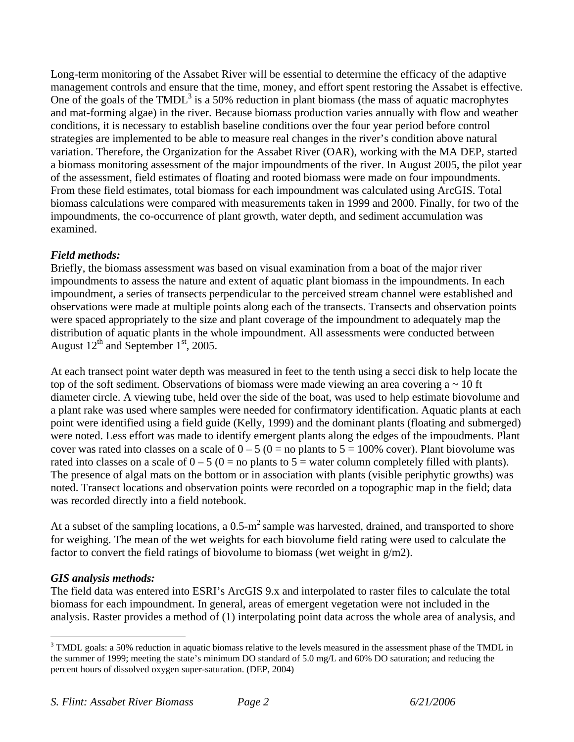Long-term monitoring of the Assabet River will be essential to determine the efficacy of the adaptive management controls and ensure that the time, money, and effort spent restoring the Assabet is effective. One of the goals of the TMDL[3] is a 50% reduction in plant biomass (the mass of aquatic macrophytes and mat-forming algae) in the river. Because biomass production varies annually with flow and weather conditions, it is necessary to establish baseline conditions over the four year period before control strategies are implemented to be able to measure real changes in the river's condition above natural variation. Therefore, the Organization for the Assabet River (OAR), working with the MA DEP, started a biomass monitoring assessment of the major impoundments of the river. In August 2005, the pilot year of the assessment, field estimates of floating and rooted biomass were made on four impoundments. From these field estimates, total biomass for each impoundment was calculated using ArcGIS. Total biomass calculations were compared with measurements taken in 1999 and 2000. Finally, for two of the impoundments, the co-occurrence of plant growth, water depth, and sediment accumulation was examined.

### *Field methods:*

Briefly, the biomass assessment was based on visual examination from a boat of the major river impoundments to assess the nature and extent of aquatic plant biomass in the impoundments. In each impoundment, a series of transects perpendicular to the perceived stream channel were established and observations were made at multiple points along each of the transects. Transects and observation points were spaced appropriately to the size and plant coverage of the impoundment to adequately map the distribution of aquatic plants in the whole impoundment. All assessments were conducted between August 12th and September 1st, 2005.

At each transect point water depth was measured in feet to the tenth using a secci disk to help locate the top of the soft sediment. Observations of biomass were made viewing an area covering a ~ 10 ft diameter circle. A viewing tube, held over the side of the boat, was used to help estimate biovolume and a plant rake was used where samples were needed for confirmatory identification. Aquatic plants at each point were identified using a field guide (Kelly, 1999) and the dominant plants (floating and submerged) were noted. Less effort was made to identify emergent plants along the edges of the impoudments. Plant cover was rated into classes on a scale of 0 – 5 (0 = no plants to 5 = 100% cover). Plant biovolume was rated into classes on a scale of 0 – 5 (0 = no plants to 5 = water column completely filled with plants). The presence of algal mats on the bottom or in association with plants (visible periphytic growths) was noted. Transect locations and observation points were recorded on a topographic map in the field; data was recorded directly into a field notebook.

At a subset of the sampling locations, a 0.5-$m^2$ sample was harvested, drained, and transported to shore for weighing. The mean of the wet weights for each biovolume field rating were used to calculate the factor to convert the field ratings of biovolume to biomass (wet weight in g/m2).

### *GIS analysis methods:*

The field data was entered into ESRI's ArcGIS 9.x and interpolated to raster files to calculate the total biomass for each impoundment. In general, areas of emergent vegetation were not included in the analysis. Raster provides a method of (1) interpolating point data across the whole area of analysis, and

---

[3] TMDL goals: a 50% reduction in aquatic biomass relative to the levels measured in the assessment phase of the TMDL in the summer of 1999; meeting the state's minimum DO standard of 5.0 mg/L and 60% DO saturation; and reducing the percent hours of dissolved oxygen super-saturation. (DEP, 2004)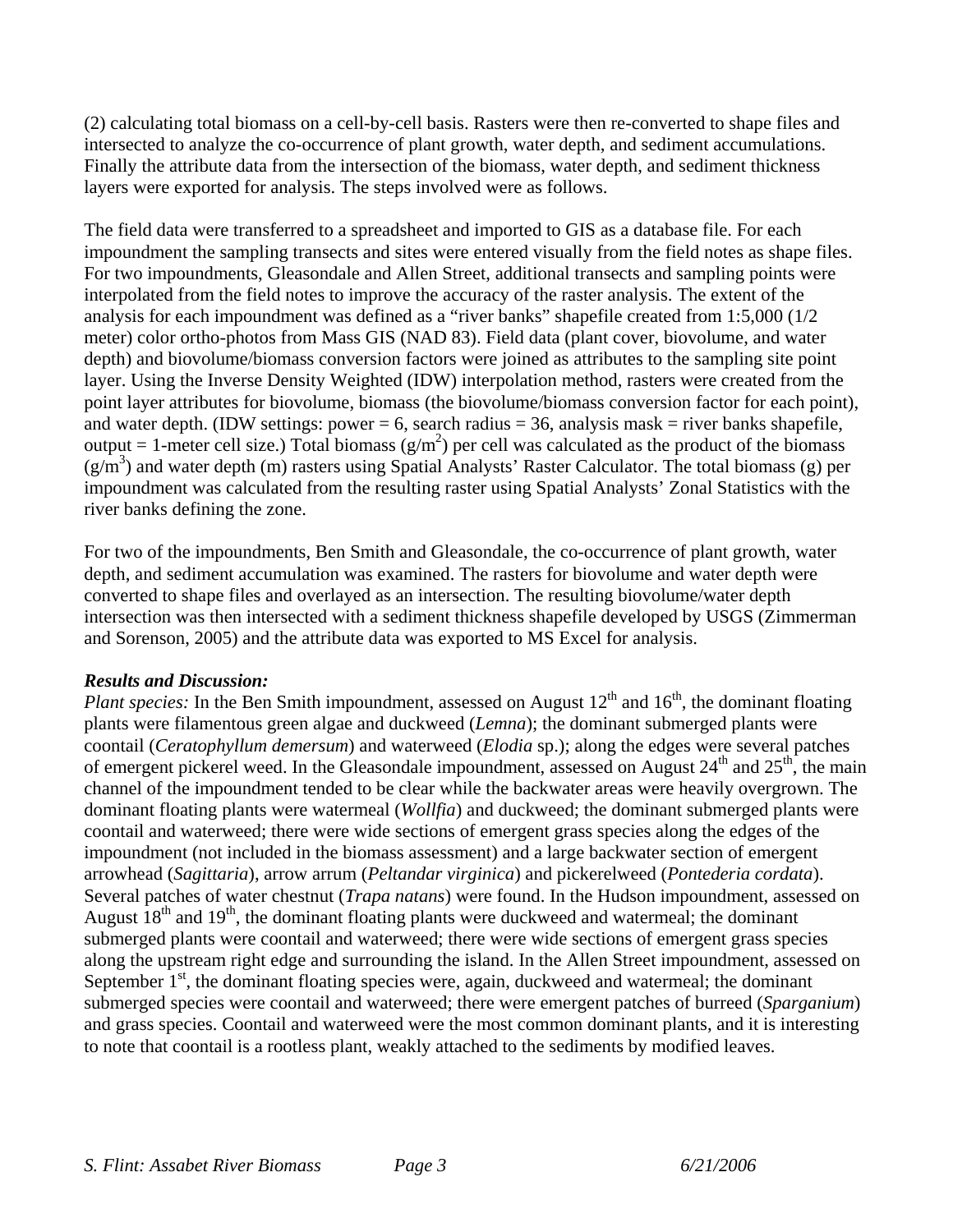(2) calculating total biomass on a cell-by-cell basis. Rasters were then re-converted to shape files and intersected to analyze the co-occurrence of plant growth, water depth, and sediment accumulations. Finally the attribute data from the intersection of the biomass, water depth, and sediment thickness layers were exported for analysis. The steps involved were as follows.

The field data were transferred to a spreadsheet and imported to GIS as a database file. For each impoundment the sampling transects and sites were entered visually from the field notes as shape files. For two impoundments, Gleasondale and Allen Street, additional transects and sampling points were interpolated from the field notes to improve the accuracy of the raster analysis. The extent of the analysis for each impoundment was defined as a "river banks" shapefile created from 1:5,000 (1/2 meter) color ortho-photos from Mass GIS (NAD 83). Field data (plant cover, biovolume, and water depth) and biovolume/biomass conversion factors were joined as attributes to the sampling site point layer. Using the Inverse Density Weighted (IDW) interpolation method, rasters were created from the point layer attributes for biovolume, biomass (the biovolume/biomass conversion factor for each point), and water depth. (IDW settings: power = 6, search radius = 36, analysis mask = river banks shapefile, output = 1-meter cell size.) Total biomass ($g/m^2$) per cell was calculated as the product of the biomass ($g/m^3$) and water depth (m) rasters using Spatial Analysts' Raster Calculator. The total biomass (g) per impoundment was calculated from the resulting raster using Spatial Analysts' Zonal Statistics with the river banks defining the zone.

For two of the impoundments, Ben Smith and Gleasondale, the co-occurrence of plant growth, water depth, and sediment accumulation was examined. The rasters for biovolume and water depth were converted to shape files and overlayed as an intersection. The resulting biovolume/water depth intersection was then intersected with a sediment thickness shapefile developed by USGS (Zimmerman and Sorenson, 2005) and the attribute data was exported to MS Excel for analysis.

***Results and Discussion:***

*Plant species:* In the Ben Smith impoundment, assessed on August 12th and 16th, the dominant floating plants were filamentous green algae and duckweed (*Lemna*); the dominant submerged plants were coontail (*Ceratophyllum demersum*) and waterweed (*Elodia* sp.); along the edges were several patches of emergent pickerel weed. In the Gleasondale impoundment, assessed on August 24th and 25th, the main channel of the impoundment tended to be clear while the backwater areas were heavily overgrown. The dominant floating plants were watermeal (*Wollfia*) and duckweed; the dominant submerged plants were coontail and waterweed; there were wide sections of emergent grass species along the edges of the impoundment (not included in the biomass assessment) and a large backwater section of emergent arrowhead (*Sagittaria*), arrow arrum (*Peltandar virginica*) and pickerelweed (*Pontederia cordata*). Several patches of water chestnut (*Trapa natans*) were found. In the Hudson impoundment, assessed on August 18th and 19th, the dominant floating plants were duckweed and watermeal; the dominant submerged plants were coontail and waterweed; there were wide sections of emergent grass species along the upstream right edge and surrounding the island. In the Allen Street impoundment, assessed on September 1st, the dominant floating species were, again, duckweed and watermeal; the dominant submerged species were coontail and waterweed; there were emergent patches of burreed (*Sparganium*) and grass species. Coontail and waterweed were the most common dominant plants, and it is interesting to note that coontail is a rootless plant, weakly attached to the sediments by modified leaves.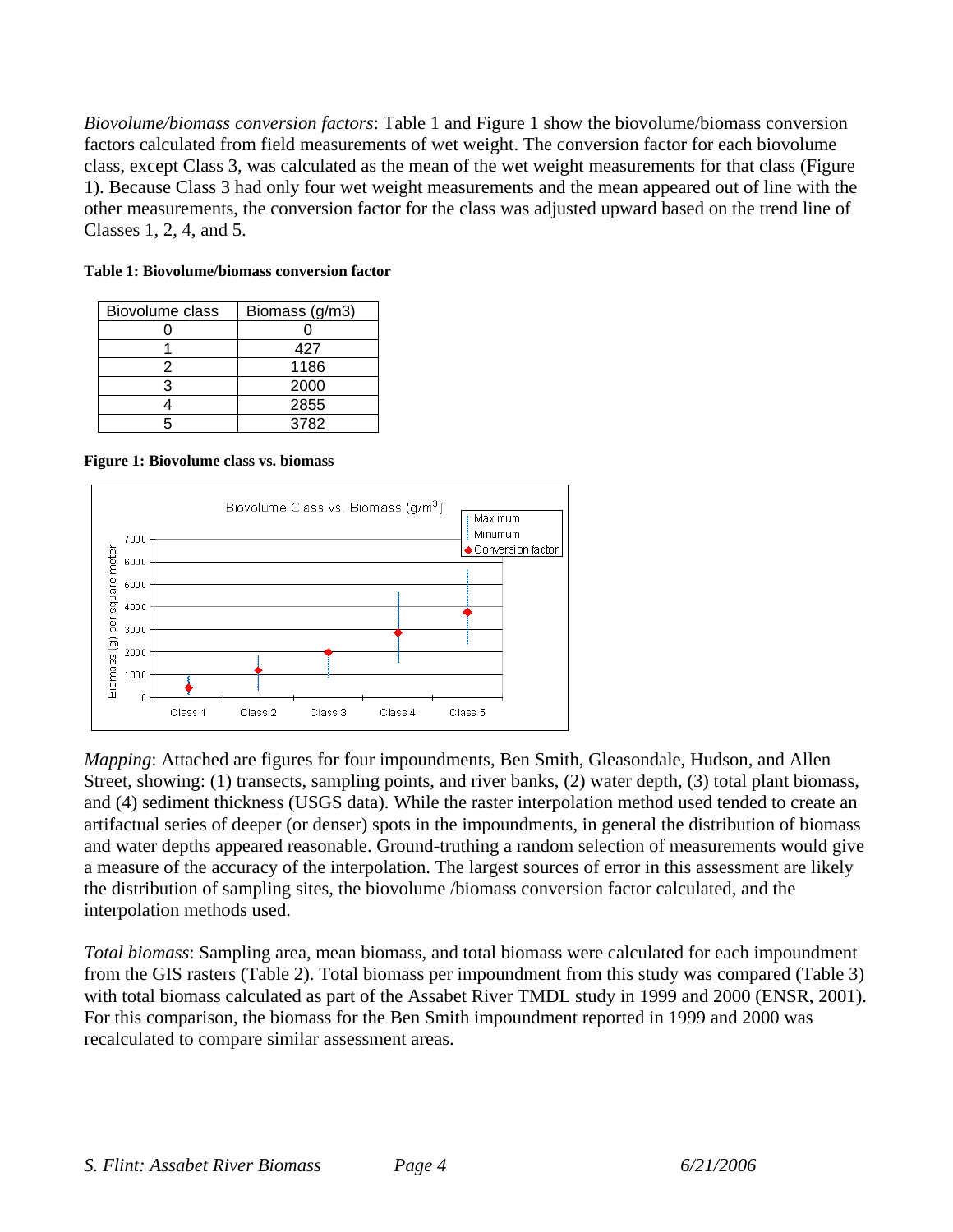*Biovolume/biomass conversion factors*: Table 1 and Figure 1 show the biovolume/biomass conversion factors calculated from field measurements of wet weight. The conversion factor for each biovolume class, except Class 3, was calculated as the mean of the wet weight measurements for that class (Figure 1). Because Class 3 had only four wet weight measurements and the mean appeared out of line with the other measurements, the conversion factor for the class was adjusted upward based on the trend line of Classes 1, 2, 4, and 5.

**Table 1: Biovolume/biomass conversion factor**

| Biovolume class | Biomass (g/m3) |
|---|---|
| 0 | 0 |
| 1 | 427 |
| 2 | 1186 |
| 3 | 2000 |
| 4 | 2855 |
| 5 | 3782 |

**Figure 1: Biovolume class vs. biomass**

*Mapping*: Attached are figures for four impoundments, Ben Smith, Gleasondale, Hudson, and Allen Street, showing: (1) transects, sampling points, and river banks, (2) water depth, (3) total plant biomass, and (4) sediment thickness (USGS data). While the raster interpolation method used tended to create an artifactual series of deeper (or denser) spots in the impoundments, in general the distribution of biomass and water depths appeared reasonable. Ground-truthing a random selection of measurements would give a measure of the accuracy of the interpolation. The largest sources of error in this assessment are likely the distribution of sampling sites, the biovolume /biomass conversion factor calculated, and the interpolation methods used.

*Total biomass*: Sampling area, mean biomass, and total biomass were calculated for each impoundment from the GIS rasters (Table 2). Total biomass per impoundment from this study was compared (Table 3) with total biomass calculated as part of the Assabet River TMDL study in 1999 and 2000 (ENSR, 2001). For this comparison, the biomass for the Ben Smith impoundment reported in 1999 and 2000 was recalculated to compare similar assessment areas.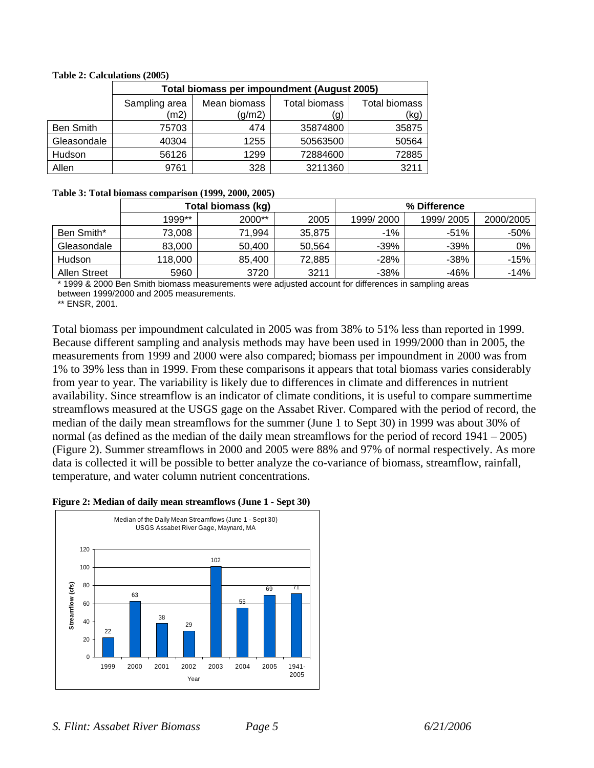**Table 2: Calculations (2005)**

| | Total biomass per impoundment (August 2005) | | | |
|---|---|---|---|---|
| | Sampling area (m2) | Mean biomass (g/m2) | Total biomass (g) | Total biomass (kg) |
| Ben Smith | 75703 | 474 | 35874800 | 35875 |
| Gleasondale | 40304 | 1255 | 50563500 | 50564 |
| Hudson | 56126 | 1299 | 72884600 | 72885 |
| Allen | 9761 | 328 | 3211360 | 3211 |

**Table 3: Total biomass comparison (1999, 2000, 2005)**

| | Total biomass (kg) | | | % Difference | | |
|---|---|---|---|---|---|---|
| | 1999** | 2000** | 2005 | 1999/ 2000 | 1999/ 2005 | 2000/2005 |
| Ben Smith* | 73,008 | 71,994 | 35,875 | -1% | -51% | -50% |
| Gleasondale | 83,000 | 50,400 | 50,564 | -39% | -39% | 0% |
| Hudson | 118,000 | 85,400 | 72,885 | -28% | -38% | -15% |
| Allen Street | 5960 | 3720 | 3211 | -38% | -46% | -14% |

* 1999 & 2000 Ben Smith biomass measurements were adjusted account for differences in sampling areas between 1999/2000 and 2005 measurements.
** ENSR, 2001.

Total biomass per impoundment calculated in 2005 was from 38% to 51% less than reported in 1999. Because different sampling and analysis methods may have been used in 1999/2000 than in 2005, the measurements from 1999 and 2000 were also compared; biomass per impoundment in 2000 was from 1% to 39% less than in 1999. From these comparisons it appears that total biomass varies considerably from year to year. The variability is likely due to differences in climate and differences in nutrient availability. Since streamflow is an indicator of climate conditions, it is useful to compare summertime streamflows measured at the USGS gage on the Assabet River. Compared with the period of record, the median of the daily mean streamflows for the summer (June 1 to Sept 30) in 1999 was about 30% of normal (as defined as the median of the daily mean streamflows for the period of record 1941 – 2005) (Figure 2). Summer streamflows in 2000 and 2005 were 88% and 97% of normal respectively. As more data is collected it will be possible to better analyze the co-variance of biomass, streamflow, rainfall, temperature, and water column nutrient concentrations.

**Figure 2: Median of daily mean streamflows (June 1 - Sept 30)**

Median of the Daily Mean Streamflows (June 1 - Sept 30)
USGS Assabet River Gage, Maynard, MA

| Year | Streamflow (cfs) |
|---|---|
| 1999 | 22 |
| 2000 | 63 |
| 2001 | 38 |
| 2002 | 29 |
| 2003 | 102 |
| 2004 | 55 |
| 2005 | 69 |
| 1941-2005 | 71 |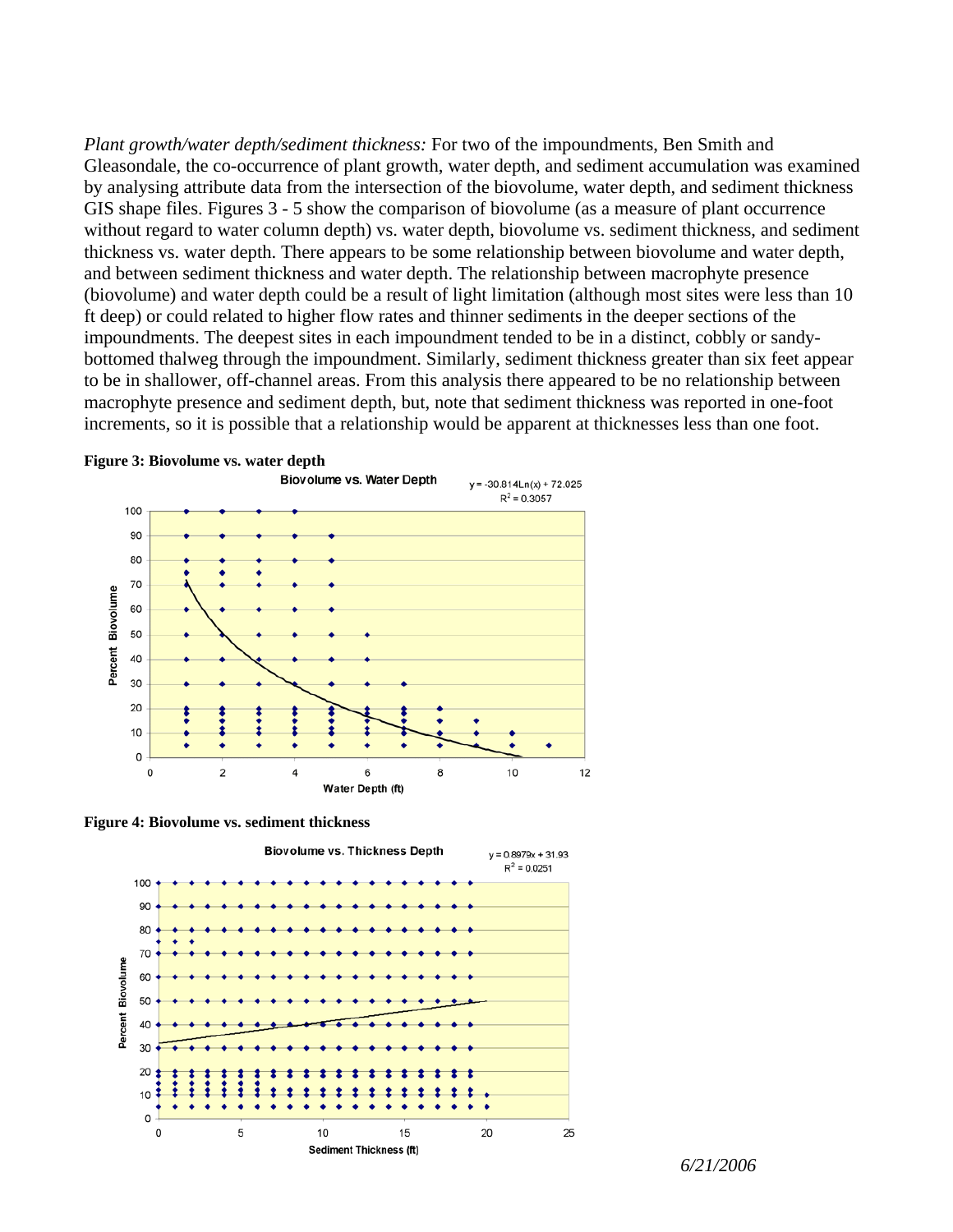*Plant growth/water depth/sediment thickness:* For two of the impoundments, Ben Smith and Gleasondale, the co-occurrence of plant growth, water depth, and sediment accumulation was examined by analysing attribute data from the intersection of the biovolume, water depth, and sediment thickness GIS shape files. Figures 3 - 5 show the comparison of biovolume (as a measure of plant occurrence without regard to water column depth) vs. water depth, biovolume vs. sediment thickness, and sediment thickness vs. water depth. There appears to be some relationship between biovolume and water depth, and between sediment thickness and water depth. The relationship between macrophyte presence (biovolume) and water depth could be a result of light limitation (although most sites were less than 10 ft deep) or could related to higher flow rates and thinner sediments in the deeper sections of the impoundments. The deepest sites in each impoundment tended to be in a distinct, cobbly or sandy-bottomed thalweg through the impoundment. Similarly, sediment thickness greater than six feet appear to be in shallower, off-channel areas. From this analysis there appeared to be no relationship between macrophyte presence and sediment depth, but, note that sediment thickness was reported in one-foot increments, so it is possible that a relationship would be apparent at thicknesses less than one foot.

**Figure 3: Biovolume vs. water depth**

Biovolume vs. Water Depth

$y = -30.814Ln(x) + 72.025$
$R^2 = 0.3057$

**Figure 4: Biovolume vs. sediment thickness**

Biovolume vs. Thickness Depth

$y = 0.8979x + 31.93$
$R^2 = 0.0251$

*6/21/2006*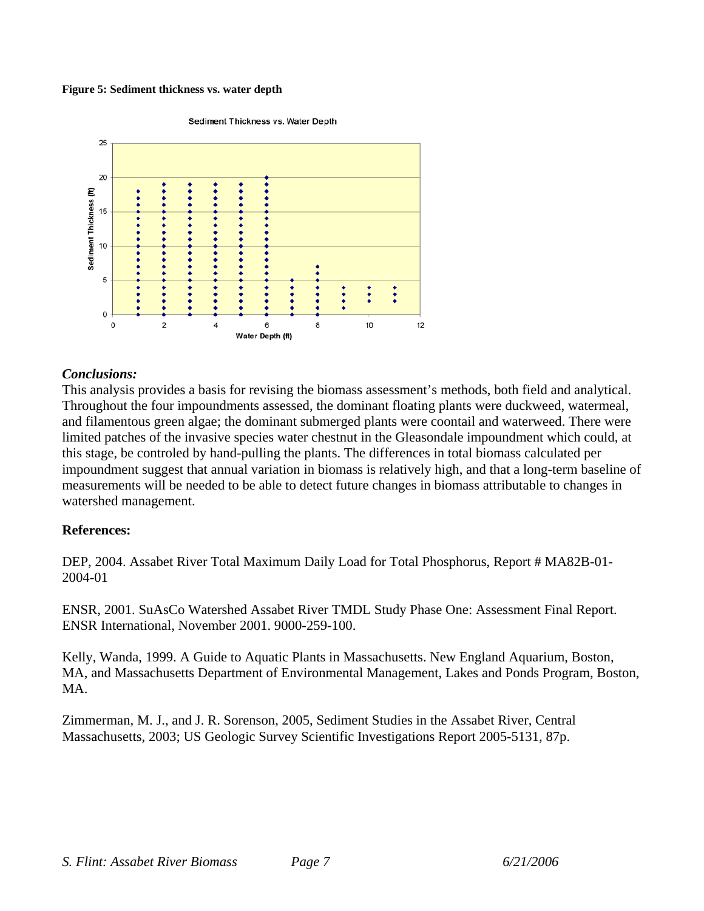**Figure 5: Sediment thickness vs. water depth**

Sediment Thickness vs. Water Depth

Sediment Thickness (ft)

25
20
15
10
5
0

0
2
4
6
8
10
12

Water Depth (ft)

### *Conclusions:*

This analysis provides a basis for revising the biomass assessment's methods, both field and analytical. Throughout the four impoundments assessed, the dominant floating plants were duckweed, watermeal, and filamentous green algae; the dominant submerged plants were coontail and waterweed. There were limited patches of the invasive species water chestnut in the Gleasondale impoundment which could, at this stage, be controled by hand-pulling the plants. The differences in total biomass calculated per impoundment suggest that annual variation in biomass is relatively high, and that a long-term baseline of measurements will be needed to be able to detect future changes in biomass attributable to changes in watershed management.

### **References:**

DEP, 2004. Assabet River Total Maximum Daily Load for Total Phosphorus, Report # MA82B-01-2004-01

ENSR, 2001. SuAsCo Watershed Assabet River TMDL Study Phase One: Assessment Final Report. ENSR International, November 2001. 9000-259-100.

Kelly, Wanda, 1999. A Guide to Aquatic Plants in Massachusetts. New England Aquarium, Boston, MA, and Massachusetts Department of Environmental Management, Lakes and Ponds Program, Boston, MA.

Zimmerman, M. J., and J. R. Sorenson, 2005, Sediment Studies in the Assabet River, Central Massachusetts, 2003; US Geologic Survey Scientific Investigations Report 2005-5131, 87p.